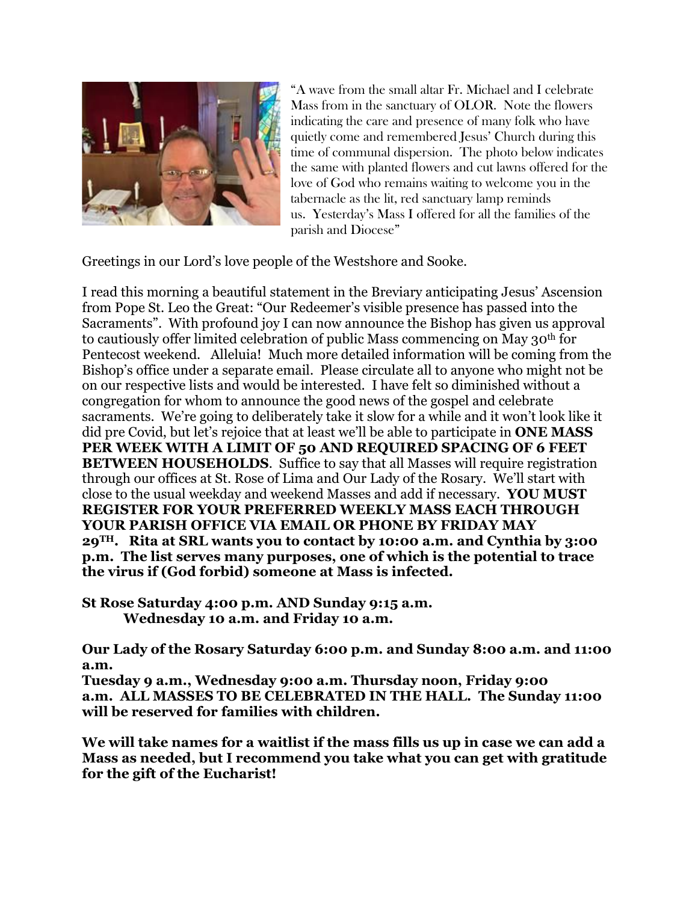"A wave from the small altar Fr. Michael and I celebrate Mass from in the sanctuary of OLOR. Note the flowers indicating the care and presence of many folk who have quietly come and remembered Jesus' Church during this time of communal dispersion. The photo below indicates the same with planted flowers and cut lawns offered for the love of God who remains waiting to welcome you in the tabernacle as the lit, red sanctuary lamp reminds us. Yesterday's Mass I offered for all the families of the parish and Diocese"

Greetings in our Lord's love people of the Westshore and Sooke.

I read this morning a beautiful statement in the Breviary anticipating Jesus' Ascension from Pope St. Leo the Great: "Our Redeemer's visible presence has passed into the Sacraments". With profound joy I can now announce the Bishop has given us approval to cautiously offer limited celebration of public Mass commencing on May 30th for Pentecost weekend. Alleluia! Much more detailed information will be coming from the Bishop's office under a separate email. Please circulate all to anyone who might not be on our respective lists and would be interested. I have felt so diminished without a congregation for whom to announce the good news of the gospel and celebrate sacraments. We're going to deliberately take it slow for a while and it won't look like it did pre Covid, but let's rejoice that at least we'll be able to participate in **ONE MASS PER WEEK WITH A LIMIT OF 50 AND REQUIRED SPACING OF 6 FEET BETWEEN HOUSEHOLDS**. Suffice to say that all Masses will require registration through our offices at St. Rose of Lima and Our Lady of the Rosary. We'll start with close to the usual weekday and weekend Masses and add if necessary. **YOU MUST REGISTER FOR YOUR PREFERRED WEEKLY MASS EACH THROUGH YOUR PARISH OFFICE VIA EMAIL OR PHONE BY FRIDAY MAY 29TH. Rita at SRL wants you to contact by 10:00 a.m. and Cynthia by 3:00 p.m. The list serves many purposes, one of which is the potential to trace the virus if (God forbid) someone at Mass is infected.**

**St Rose Saturday 4:00 p.m. AND Sunday 9:15 a.m.**
**Wednesday 10 a.m. and Friday 10 a.m.**

**Our Lady of the Rosary Saturday 6:00 p.m. and Sunday 8:00 a.m. and 11:00 a.m.**
**Tuesday 9 a.m., Wednesday 9:00 a.m. Thursday noon, Friday 9:00 a.m. ALL MASSES TO BE CELEBRATED IN THE HALL. The Sunday 11:00 will be reserved for families with children.**

**We will take names for a waitlist if the mass fills us up in case we can add a Mass as needed, but I recommend you take what you can get with gratitude for the gift of the Eucharist!**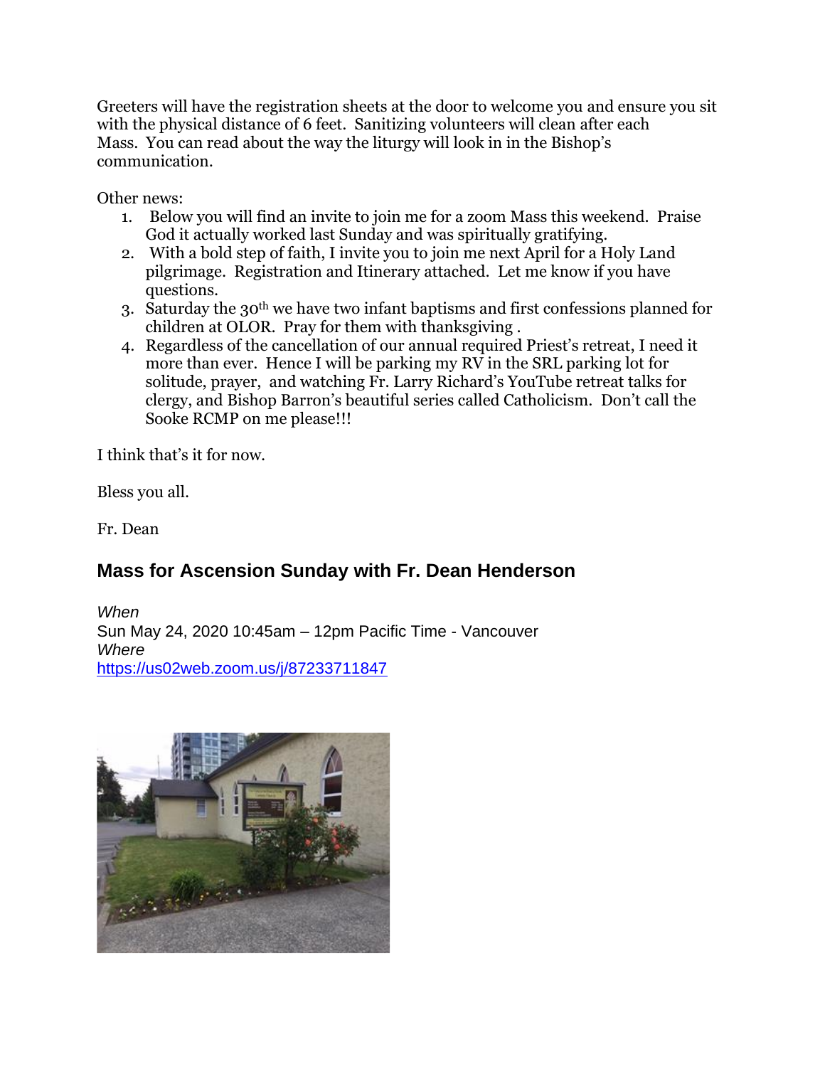Greeters will have the registration sheets at the door to welcome you and ensure you sit with the physical distance of 6 feet. Sanitizing volunteers will clean after each Mass. You can read about the way the liturgy will look in in the Bishop's communication.

Other news:

1. Below you will find an invite to join me for a zoom Mass this weekend. Praise God it actually worked last Sunday and was spiritually gratifying.
2. With a bold step of faith, I invite you to join me next April for a Holy Land pilgrimage. Registration and Itinerary attached. Let me know if you have questions.
3. Saturday the 30th we have two infant baptisms and first confessions planned for children at OLOR. Pray for them with thanksgiving .
4. Regardless of the cancellation of our annual required Priest's retreat, I need it more than ever. Hence I will be parking my RV in the SRL parking lot for solitude, prayer, and watching Fr. Larry Richard's YouTube retreat talks for clergy, and Bishop Barron's beautiful series called Catholicism. Don't call the Sooke RCMP on me please!!!

I think that's it for now.

Bless you all.

Fr. Dean

## Mass for Ascension Sunday with Fr. Dean Henderson

*When*
Sun May 24, 2020 10:45am – 12pm Pacific Time - Vancouver
*Where*
https://us02web.zoom.us/j/87233711847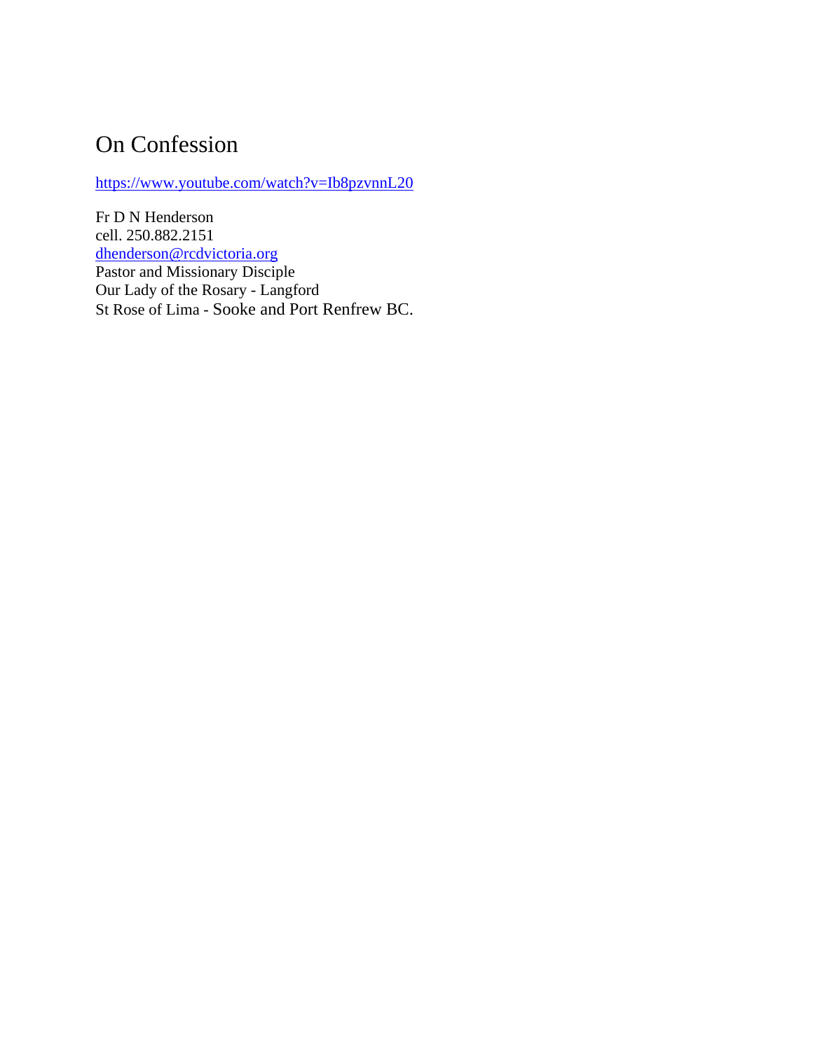## On Confession

https://www.youtube.com/watch?v=Ib8pzvnnL20

Fr D N Henderson  
cell. 250.882.2151  
dhenderson@rcdvictoria.org  
Pastor and Missionary Disciple  
Our Lady of the Rosary - Langford  
St Rose of Lima - Sooke and Port Renfrew BC.